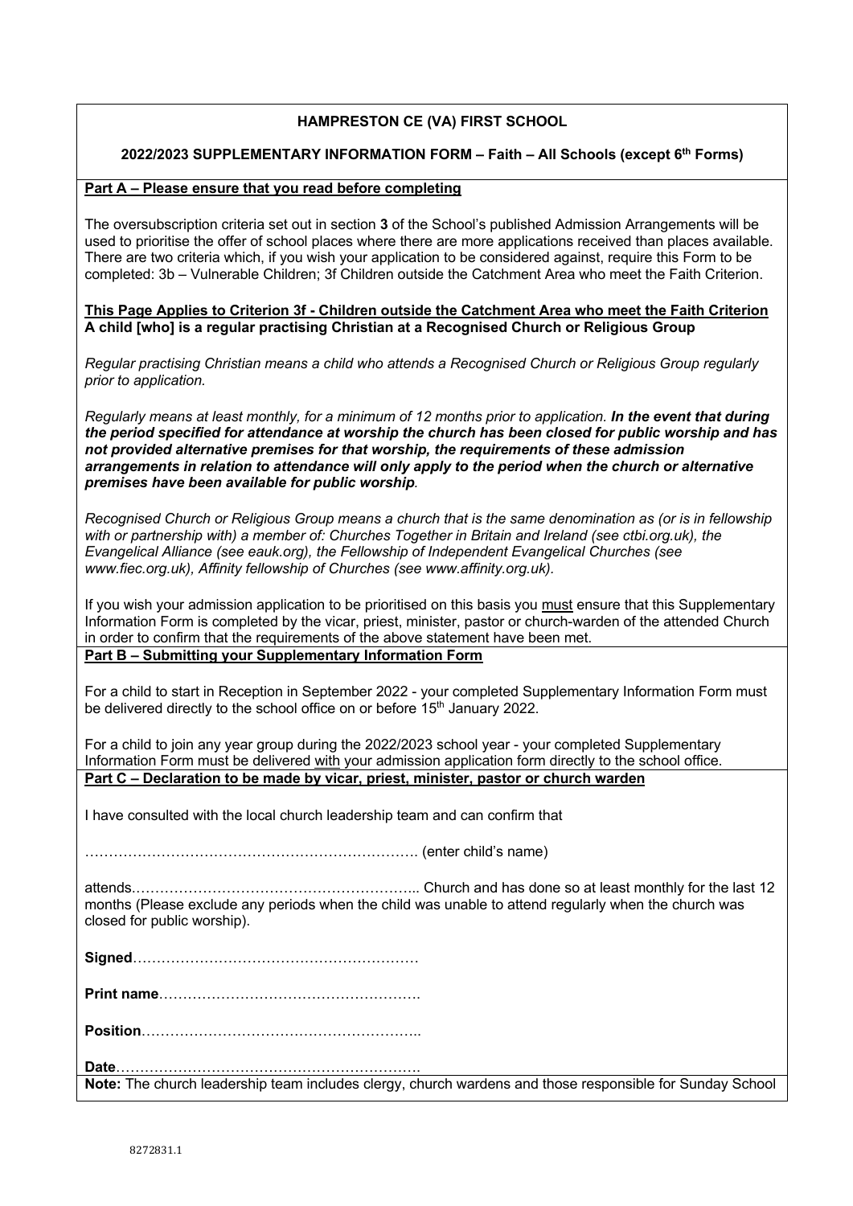**HAMPRESTON CE (VA) FIRST SCHOOL**

**2022/2023 SUPPLEMENTARY INFORMATION FORM – Faith – All Schools (except 6th Forms)**

**Part A – Please ensure that you read before completing**

The oversubscription criteria set out in section **3** of the School's published Admission Arrangements will be used to prioritise the offer of school places where there are more applications received than places available. There are two criteria which, if you wish your application to be considered against, require this Form to be completed: 3b – Vulnerable Children; 3f Children outside the Catchment Area who meet the Faith Criterion.

**This Page Applies to Criterion 3f - Children outside the Catchment Area who meet the Faith Criterion**
**A child [who] is a regular practising Christian at a Recognised Church or Religious Group**

*Regular practising Christian means a child who attends a Recognised Church or Religious Group regularly prior to application.*

*Regularly means at least monthly, for a minimum of 12 months prior to application.* ***In the event that during the period specified for attendance at worship the church has been closed for public worship and has not provided alternative premises for that worship, the requirements of these admission arrangements in relation to attendance will only apply to the period when the church or alternative premises have been available for public worship****.*

*Recognised Church or Religious Group means a church that is the same denomination as (or is in fellowship with or partnership with) a member of: Churches Together in Britain and Ireland (see ctbi.org.uk), the Evangelical Alliance (see eauk.org), the Fellowship of Independent Evangelical Churches (see www.fiec.org.uk), Affinity fellowship of Churches (see www.affinity.org.uk).*

If you wish your admission application to be prioritised on this basis you must ensure that this Supplementary Information Form is completed by the vicar, priest, minister, pastor or church-warden of the attended Church in order to confirm that the requirements of the above statement have been met.

**Part B – Submitting your Supplementary Information Form**

For a child to start in Reception in September 2022 - your completed Supplementary Information Form must be delivered directly to the school office on or before 15th January 2022.

For a child to join any year group during the 2022/2023 school year - your completed Supplementary Information Form must be delivered with your admission application form directly to the school office.

**Part C – Declaration to be made by vicar, priest, minister, pastor or church warden**

I have consulted with the local church leadership team and can confirm that

……………………………………………………………. (enter child's name)

attends…………………………………………………... Church and has done so at least monthly for the last 12 months (Please exclude any periods when the child was unable to attend regularly when the church was closed for public worship).

**Signed**……………………………………………………

**Print name**……………………………………………….

**Position**…………………………………………………..

**Date**……………………………………………………….

**Note:** The church leadership team includes clergy, church wardens and those responsible for Sunday School

8272831.1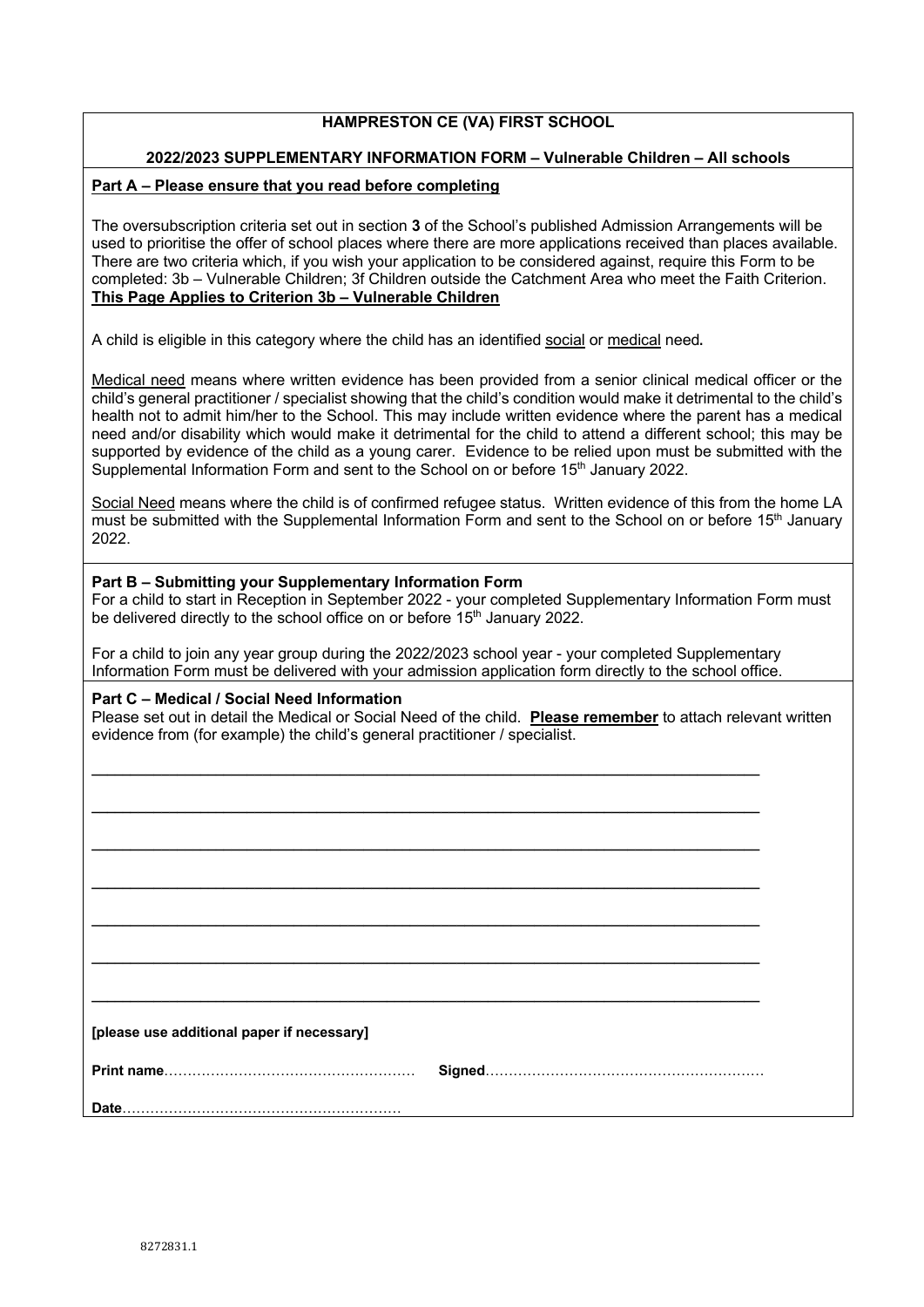**HAMPRESTON CE (VA) FIRST SCHOOL**

**2022/2023 SUPPLEMENTARY INFORMATION FORM – Vulnerable Children – All schools**

**Part A – Please ensure that you read before completing**

The oversubscription criteria set out in section **3** of the School's published Admission Arrangements will be used to prioritise the offer of school places where there are more applications received than places available. There are two criteria which, if you wish your application to be considered against, require this Form to be completed: 3b – Vulnerable Children; 3f Children outside the Catchment Area who meet the Faith Criterion.
**This Page Applies to Criterion 3b – Vulnerable Children**

A child is eligible in this category where the child has an identified social or medical need**.**

Medical need means where written evidence has been provided from a senior clinical medical officer or the child's general practitioner / specialist showing that the child's condition would make it detrimental to the child's health not to admit him/her to the School. This may include written evidence where the parent has a medical need and/or disability which would make it detrimental for the child to attend a different school; this may be supported by evidence of the child as a young carer. Evidence to be relied upon must be submitted with the Supplemental Information Form and sent to the School on or before 15th January 2022.

Social Need means where the child is of confirmed refugee status. Written evidence of this from the home LA must be submitted with the Supplemental Information Form and sent to the School on or before 15th January 2022.

**Part B – Submitting your Supplementary Information Form**
For a child to start in Reception in September 2022 - your completed Supplementary Information Form must be delivered directly to the school office on or before 15th January 2022.

For a child to join any year group during the 2022/2023 school year - your completed Supplementary Information Form must be delivered with your admission application form directly to the school office.

**Part C – Medical / Social Need Information**
Please set out in detail the Medical or Social Need of the child. **Please remember** to attach relevant written evidence from (for example) the child's general practitioner / specialist.

______________________________________________________________________________

______________________________________________________________________________

______________________________________________________________________________

______________________________________________________________________________

______________________________________________________________________________

______________________________________________________________________________

______________________________________________________________________________

**[please use additional paper if necessary]**

**Print name**……………………………………………… **Signed**……………………………………………………

**Date**……………………………………………………

8272831.1